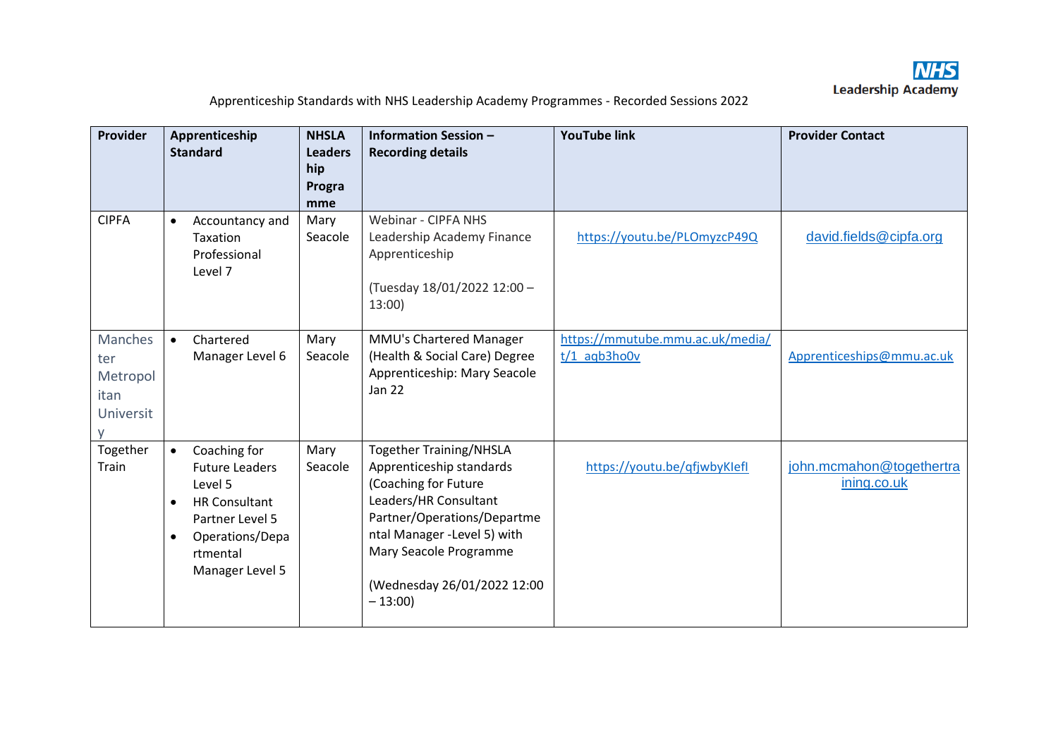NHS Leadership Academy

Apprenticeship Standards with NHS Leadership Academy Programmes - Recorded Sessions 2022

| Provider | Apprenticeship Standard | NHSLA Leadership Programme | Information Session – Recording details | YouTube link | Provider Contact |
|---|---|---|---|---|---|
| CIPFA | • Accountancy and Taxation Professional Level 7 | Mary Seacole | Webinar - CIPFA NHS Leadership Academy Finance Apprenticeship<br><br>(Tuesday 18/01/2022 12:00 – 13:00) | https://youtu.be/PLOmyzcP49Q | david.fields@cipfa.org |
| Manchester Metropolitan University | • Chartered Manager Level 6 | Mary Seacole | MMU's Chartered Manager (Health & Social Care) Degree Apprenticeship: Mary Seacole Jan 22 | https://mmutube.mmu.ac.uk/media/t/1_aqb3ho0v | Apprenticeships@mmu.ac.uk |
| Together Train | • Coaching for Future Leaders Level 5<br>• HR Consultant Partner Level 5<br>• Operations/Departmental Manager Level 5 | Mary Seacole | Together Training/NHSLA Apprenticeship standards (Coaching for Future Leaders/HR Consultant Partner/Operations/Departmental Manager -Level 5) with Mary Seacole Programme<br><br>(Wednesday 26/01/2022 12:00 – 13:00) | https://youtu.be/qfjwbyKlefI | john.mcmahon@togethertraining.co.uk |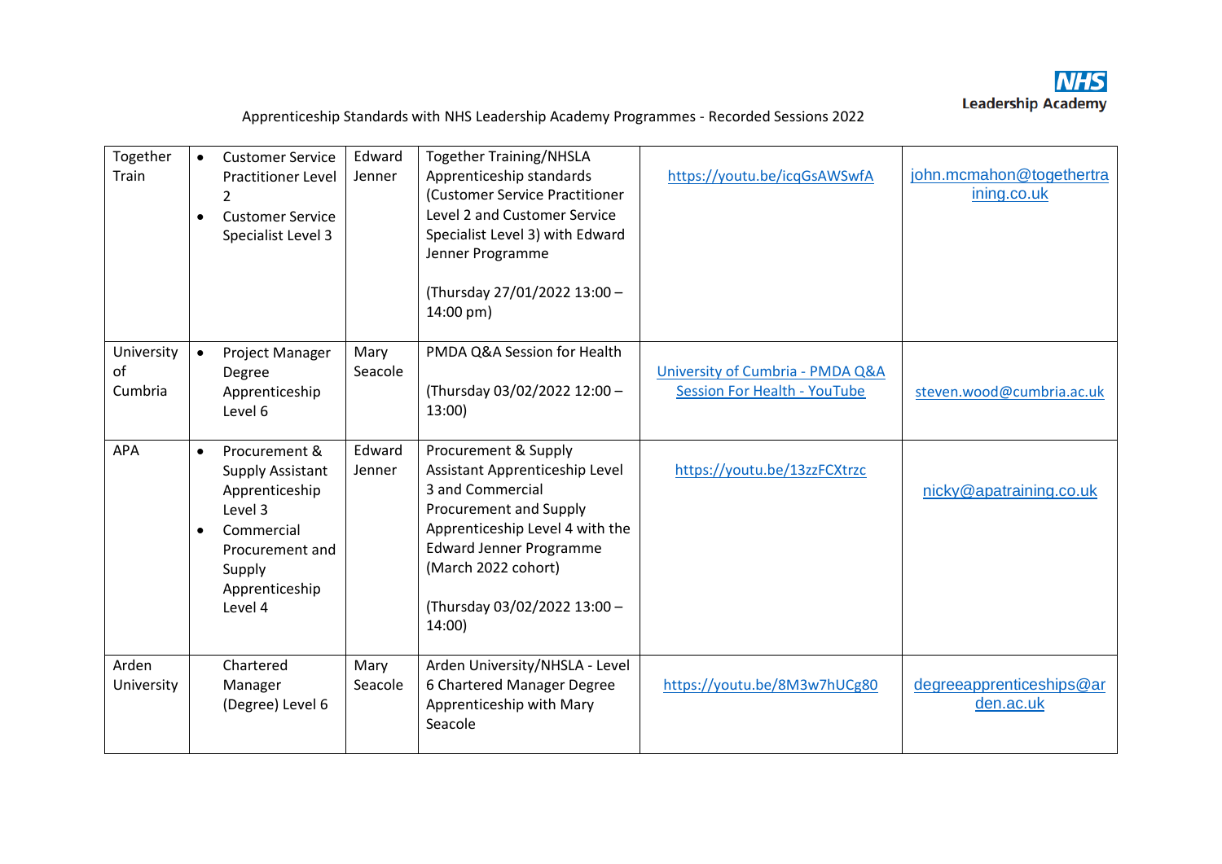Apprenticeship Standards with NHS Leadership Academy Programmes - Recorded Sessions 2022

| | | | | | |
|---|---|---|---|---|---|
| Together Train | • Customer Service Practitioner Level 2<br>• Customer Service Specialist Level 3 | Edward Jenner | Together Training/NHSLA Apprenticeship standards (Customer Service Practitioner Level 2 and Customer Service Specialist Level 3) with Edward Jenner Programme<br><br>(Thursday 27/01/2022 13:00 – 14:00 pm) | https://youtu.be/icqGsAWSwfA | john.mcmahon@togethertraining.co.uk |
| University of Cumbria | • Project Manager Degree Apprenticeship Level 6 | Mary Seacole | PMDA Q&A Session for Health<br><br>(Thursday 03/02/2022 12:00 – 13:00) | University of Cumbria - PMDA Q&A Session For Health - YouTube | steven.wood@cumbria.ac.uk |
| APA | • Procurement & Supply Assistant Apprenticeship Level 3<br>• Commercial Procurement and Supply Apprenticeship Level 4 | Edward Jenner | Procurement & Supply Assistant Apprenticeship Level 3 and Commercial Procurement and Supply Apprenticeship Level 4 with the Edward Jenner Programme (March 2022 cohort)<br><br>(Thursday 03/02/2022 13:00 – 14:00) | https://youtu.be/13zzFCXtrzc | nicky@apatraining.co.uk |
| Arden University | Chartered Manager (Degree) Level 6 | Mary Seacole | Arden University/NHSLA - Level 6 Chartered Manager Degree Apprenticeship with Mary Seacole | https://youtu.be/8M3w7hUCg80 | degreeapprenticeships@arden.ac.uk |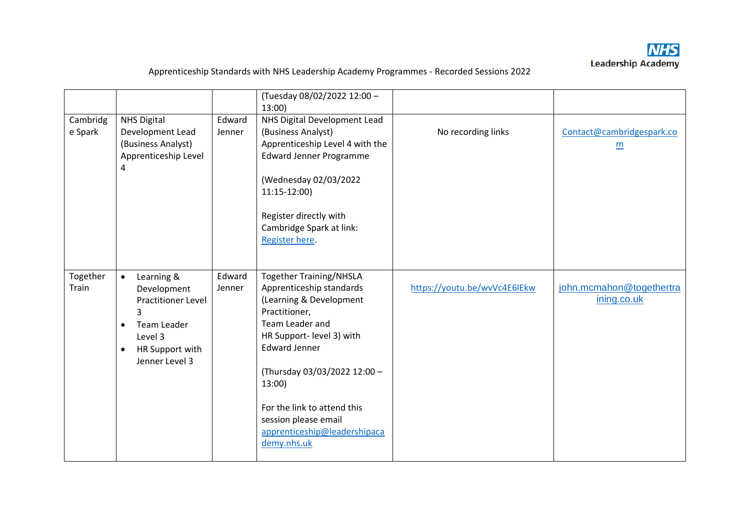Apprenticeship Standards with NHS Leadership Academy Programmes - Recorded Sessions 2022

| | | | | | |
|---|---|---|---|---|---|
| | | | (Tuesday 08/02/2022 12:00 – 13:00) | | |
| Cambridge Spark | NHS Digital Development Lead (Business Analyst) Apprenticeship Level 4 | Edward Jenner | NHS Digital Development Lead (Business Analyst) Apprenticeship Level 4 with the Edward Jenner Programme<br><br>(Wednesday 02/03/2022 11:15-12:00)<br><br>Register directly with Cambridge Spark at link: Register here. | No recording links | Contact@cambridgespark.com |
| Together Train | • Learning & Development Practitioner Level 3<br>• Team Leader Level 3<br>• HR Support with Jenner Level 3 | Edward Jenner | Together Training/NHSLA Apprenticeship standards (Learning & Development Practitioner, Team Leader and HR Support- level 3) with Edward Jenner<br><br>(Thursday 03/03/2022 12:00 – 13:00)<br><br>For the link to attend this session please email apprenticeship@leadershipacademy.nhs.uk | https://youtu.be/wvVc4E6lEkw | john.mcmahon@togethertraining.co.uk |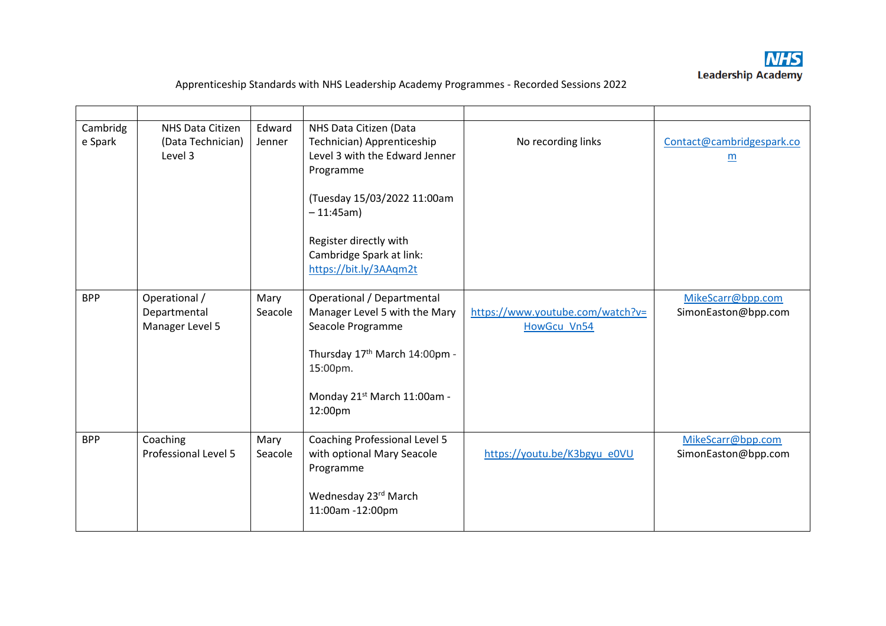Apprenticeship Standards with NHS Leadership Academy Programmes - Recorded Sessions 2022

| | | | | | |
|---|---|---|---|---|---|
| Cambridge Spark | NHS Data Citizen (Data Technician) Level 3 | Edward Jenner | NHS Data Citizen (Data Technician) Apprenticeship Level 3 with the Edward Jenner Programme<br><br>(Tuesday 15/03/2022 11:00am – 11:45am)<br><br>Register directly with Cambridge Spark at link: https://bit.ly/3AAqm2t | No recording links | Contact@cambridgespark.com |
| BPP | Operational / Departmental Manager Level 5 | Mary Seacole | Operational / Departmental Manager Level 5 with the Mary Seacole Programme<br><br>Thursday 17th March 14:00pm - 15:00pm.<br><br>Monday 21st March 11:00am - 12:00pm | https://www.youtube.com/watch?v=HowGcu_Vn54 | MikeScarr@bpp.com<br>SimonEaston@bpp.com |
| BPP | Coaching Professional Level 5 | Mary Seacole | Coaching Professional Level 5 with optional Mary Seacole Programme<br><br>Wednesday 23rd March 11:00am -12:00pm | https://youtu.be/K3bgyu_e0VU | MikeScarr@bpp.com<br>SimonEaston@bpp.com |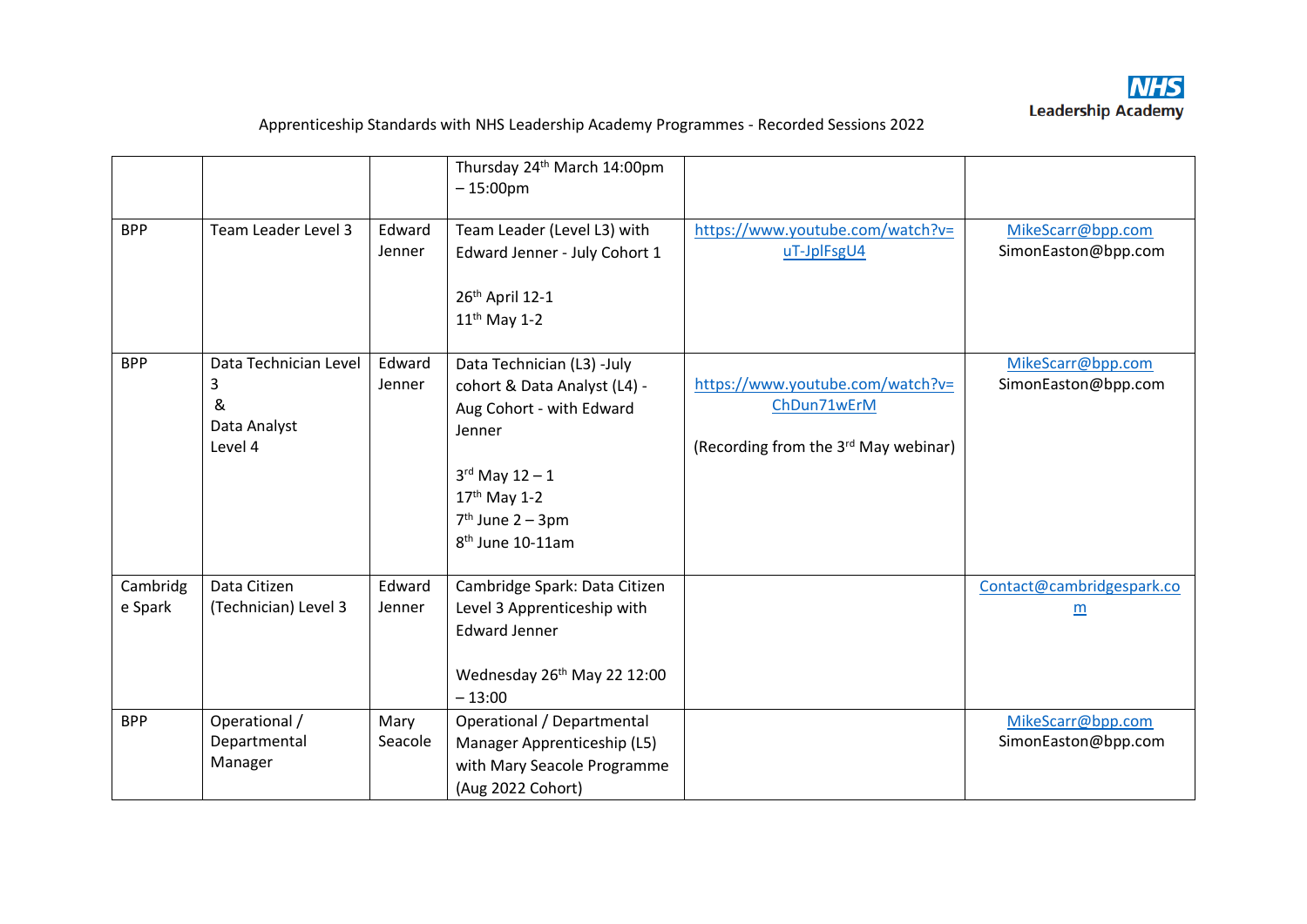Apprenticeship Standards with NHS Leadership Academy Programmes - Recorded Sessions 2022

| | | | | | |
|---|---|---|---|---|---|
| | | | Thursday 24th March 14:00pm – 15:00pm | | |
| BPP | Team Leader Level 3 | Edward Jenner | Team Leader (Level L3) with Edward Jenner - July Cohort 1<br><br>26th April 12-1<br>11th May 1-2 | https://www.youtube.com/watch?v=uT-JplFsgU4 | MikeScarr@bpp.com<br>SimonEaston@bpp.com |
| BPP | Data Technician Level 3 & Data Analyst Level 4 | Edward Jenner | Data Technician (L3) -July cohort & Data Analyst (L4) - Aug Cohort - with Edward Jenner<br><br>3rd May 12 – 1<br>17th May 1-2<br>7th June 2 – 3pm<br>8th June 10-11am | https://www.youtube.com/watch?v=ChDun71wErM<br><br>(Recording from the 3rd May webinar) | MikeScarr@bpp.com<br>SimonEaston@bpp.com |
| Cambridge Spark | Data Citizen (Technician) Level 3 | Edward Jenner | Cambridge Spark: Data Citizen Level 3 Apprenticeship with Edward Jenner<br><br>Wednesday 26th May 22 12:00 – 13:00 | | Contact@cambridgespark.com |
| BPP | Operational / Departmental Manager | Mary Seacole | Operational / Departmental Manager Apprenticeship (L5) with Mary Seacole Programme (Aug 2022 Cohort) | | MikeScarr@bpp.com<br>SimonEaston@bpp.com |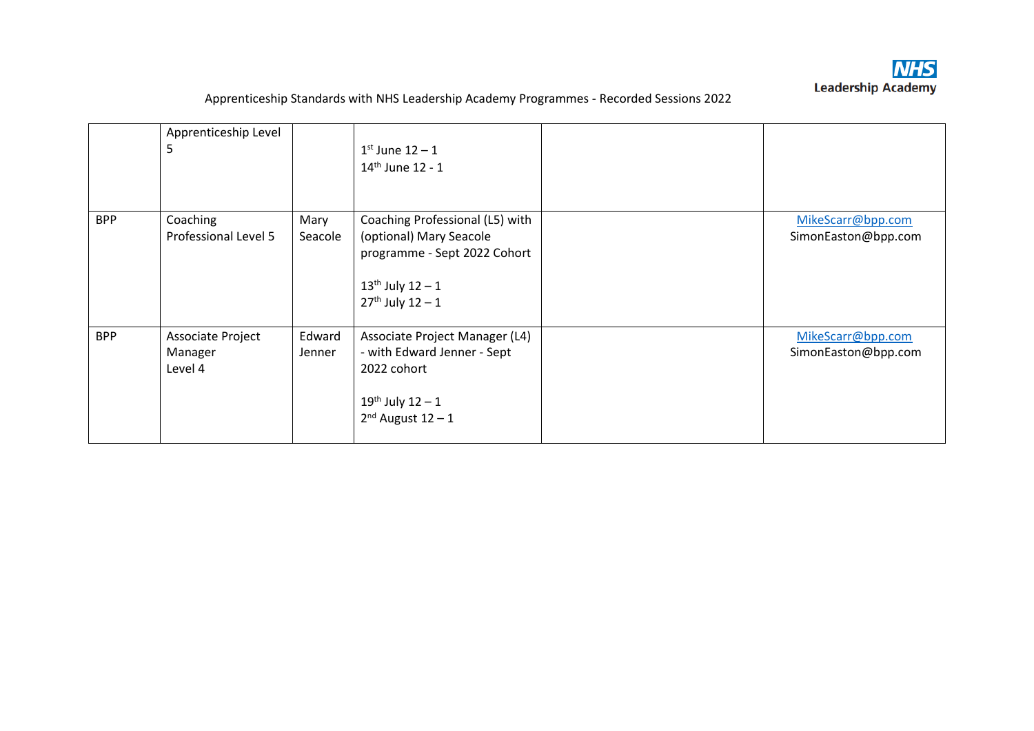Apprenticeship Standards with NHS Leadership Academy Programmes - Recorded Sessions 2022

| | | | | | |
|---|---|---|---|---|---|
| | Apprenticeship Level 5 | | 1st June 12 – 1<br>14th June 12 - 1 | | |
| BPP | Coaching Professional Level 5 | Mary Seacole | Coaching Professional (L5) with (optional) Mary Seacole programme - Sept 2022 Cohort<br><br>13th July 12 – 1<br>27th July 12 – 1 | | MikeScarr@bpp.com<br>SimonEaston@bpp.com |
| BPP | Associate Project Manager Level 4 | Edward Jenner | Associate Project Manager (L4) - with Edward Jenner - Sept 2022 cohort<br><br>19th July 12 – 1<br>2nd August 12 – 1 | | MikeScarr@bpp.com<br>SimonEaston@bpp.com |